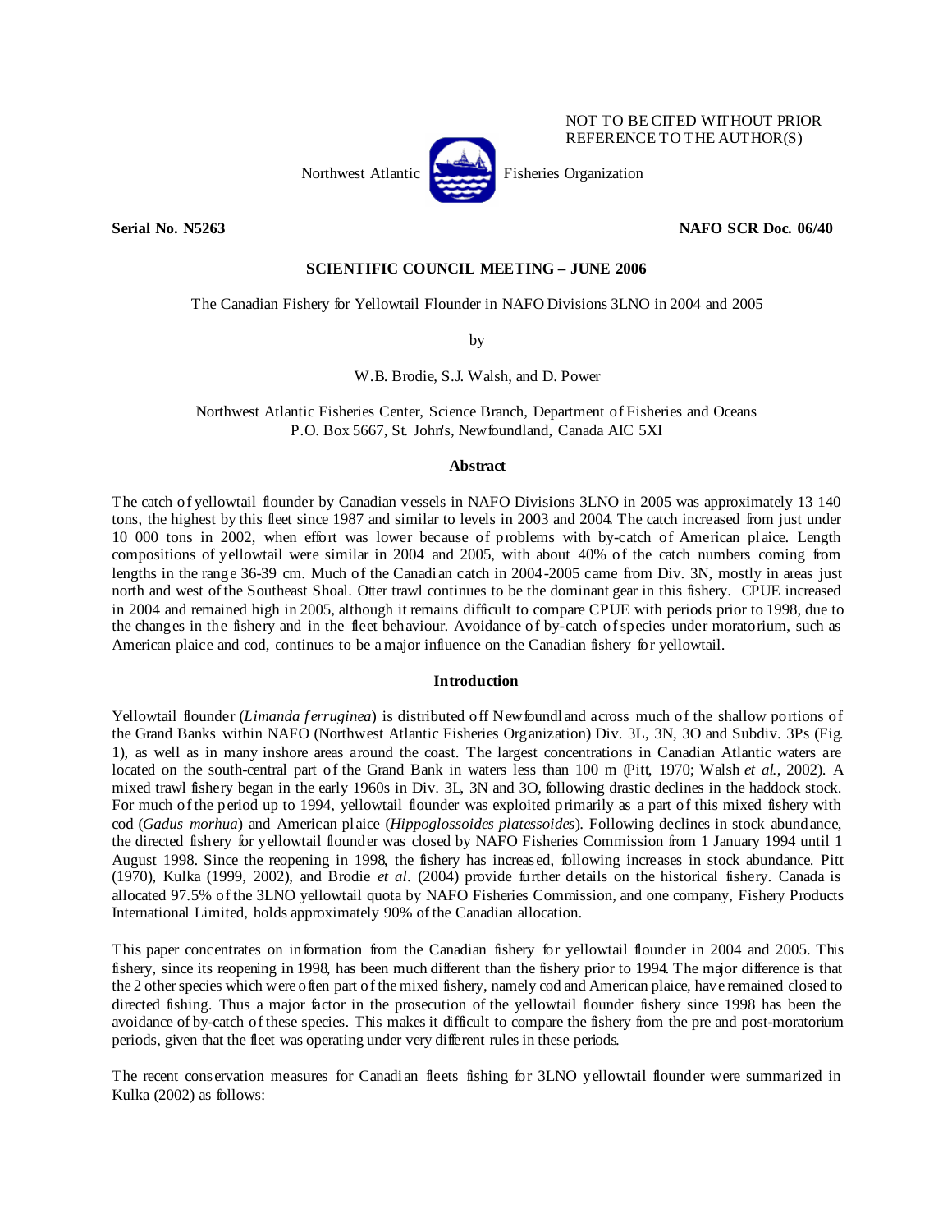NOT TO BE CITED WITHOUT PRIOR REFERENCE TO THE AUTHOR(S)

Northwest Atlantic Fisheries Organization

**Serial No. N5263** **NAFO SCR Doc. 06/40**

**SCIENTIFIC COUNCIL MEETING – JUNE 2006**

The Canadian Fishery for Yellowtail Flounder in NAFO Divisions 3LNO in 2004 and 2005

by

W.B. Brodie, S.J. Walsh, and D. Power

Northwest Atlantic Fisheries Center, Science Branch, Department of Fisheries and Oceans
P.O. Box 5667, St. John's, Newfoundland, Canada AIC 5XI

## Abstract

The catch of yellowtail flounder by Canadian vessels in NAFO Divisions 3LNO in 2005 was approximately 13 140 tons, the highest by this fleet since 1987 and similar to levels in 2003 and 2004. The catch increased from just under 10 000 tons in 2002, when effort was lower because of problems with by-catch of American plaice. Length compositions of yellowtail were similar in 2004 and 2005, with about 40% of the catch numbers coming from lengths in the range 36-39 cm. Much of the Canadian catch in 2004-2005 came from Div. 3N, mostly in areas just north and west of the Southeast Shoal. Otter trawl continues to be the dominant gear in this fishery. CPUE increased in 2004 and remained high in 2005, although it remains difficult to compare CPUE with periods prior to 1998, due to the changes in the fishery and in the fleet behaviour. Avoidance of by-catch of species under moratorium, such as American plaice and cod, continues to be a major influence on the Canadian fishery for yellowtail.

## Introduction

Yellowtail flounder (*Limanda ferruginea*) is distributed off Newfoundland across much of the shallow portions of the Grand Banks within NAFO (Northwest Atlantic Fisheries Organization) Div. 3L, 3N, 3O and Subdiv. 3Ps (Fig. 1), as well as in many inshore areas around the coast. The largest concentrations in Canadian Atlantic waters are located on the south-central part of the Grand Bank in waters less than 100 m (Pitt, 1970; Walsh *et al.*, 2002). A mixed trawl fishery began in the early 1960s in Div. 3L, 3N and 3O, following drastic declines in the haddock stock. For much of the period up to 1994, yellowtail flounder was exploited primarily as a part of this mixed fishery with cod (*Gadus morhua*) and American plaice (*Hippoglossoides platessoides*). Following declines in stock abundance, the directed fishery for yellowtail flounder was closed by NAFO Fisheries Commission from 1 January 1994 until 1 August 1998. Since the reopening in 1998, the fishery has increased, following increases in stock abundance. Pitt (1970), Kulka (1999, 2002), and Brodie *et al*. (2004) provide further details on the historical fishery. Canada is allocated 97.5% of the 3LNO yellowtail quota by NAFO Fisheries Commission, and one company, Fishery Products International Limited, holds approximately 90% of the Canadian allocation.

This paper concentrates on information from the Canadian fishery for yellowtail flounder in 2004 and 2005. This fishery, since its reopening in 1998, has been much different than the fishery prior to 1994. The major difference is that the 2 other species which were often part of the mixed fishery, namely cod and American plaice, have remained closed to directed fishing. Thus a major factor in the prosecution of the yellowtail flounder fishery since 1998 has been the avoidance of by-catch of these species. This makes it difficult to compare the fishery from the pre and post-moratorium periods, given that the fleet was operating under very different rules in these periods.

The recent conservation measures for Canadian fleets fishing for 3LNO yellowtail flounder were summarized in Kulka (2002) as follows: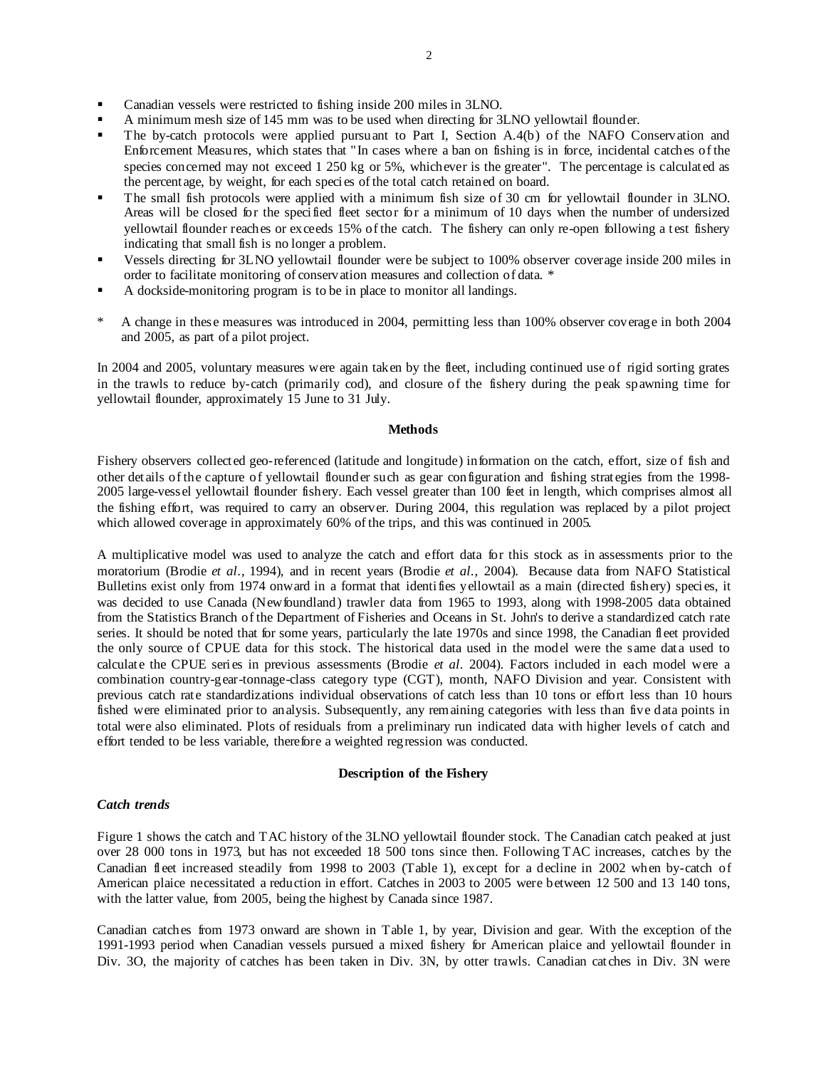- Canadian vessels were restricted to fishing inside 200 miles in 3LNO.
- A minimum mesh size of 145 mm was to be used when directing for 3LNO yellowtail flounder.
- The by-catch protocols were applied pursuant to Part I, Section A.4(b) of the NAFO Conservation and Enforcement Measures, which states that "In cases where a ban on fishing is in force, incidental catches of the species concerned may not exceed 1 250 kg or 5%, whichever is the greater". The percentage is calculated as the percentage, by weight, for each species of the total catch retained on board.
- The small fish protocols were applied with a minimum fish size of 30 cm for yellowtail flounder in 3LNO. Areas will be closed for the specified fleet sector for a minimum of 10 days when the number of undersized yellowtail flounder reaches or exceeds 15% of the catch. The fishery can only re-open following a test fishery indicating that small fish is no longer a problem.
- Vessels directing for 3LNO yellowtail flounder were be subject to 100% observer coverage inside 200 miles in order to facilitate monitoring of conservation measures and collection of data. *
- A dockside-monitoring program is to be in place to monitor all landings.

\* A change in these measures was introduced in 2004, permitting less than 100% observer coverage in both 2004 and 2005, as part of a pilot project.

In 2004 and 2005, voluntary measures were again taken by the fleet, including continued use of rigid sorting grates in the trawls to reduce by-catch (primarily cod), and closure of the fishery during the peak spawning time for yellowtail flounder, approximately 15 June to 31 July.

## Methods

Fishery observers collected geo-referenced (latitude and longitude) information on the catch, effort, size of fish and other details of the capture of yellowtail flounder such as gear configuration and fishing strategies from the 1998-2005 large-vessel yellowtail flounder fishery. Each vessel greater than 100 feet in length, which comprises almost all the fishing effort, was required to carry an observer. During 2004, this regulation was replaced by a pilot project which allowed coverage in approximately 60% of the trips, and this was continued in 2005.

A multiplicative model was used to analyze the catch and effort data for this stock as in assessments prior to the moratorium (Brodie *et al*., 1994), and in recent years (Brodie *et al*., 2004). Because data from NAFO Statistical Bulletins exist only from 1974 onward in a format that identifies yellowtail as a main (directed fishery) species, it was decided to use Canada (Newfoundland) trawler data from 1965 to 1993, along with 1998-2005 data obtained from the Statistics Branch of the Department of Fisheries and Oceans in St. John's to derive a standardized catch rate series. It should be noted that for some years, particularly the late 1970s and since 1998, the Canadian fleet provided the only source of CPUE data for this stock. The historical data used in the model were the same data used to calculate the CPUE series in previous assessments (Brodie *et al*. 2004). Factors included in each model were a combination country-gear-tonnage-class category type (CGT), month, NAFO Division and year. Consistent with previous catch rate standardizations individual observations of catch less than 10 tons or effort less than 10 hours fished were eliminated prior to analysis. Subsequently, any remaining categories with less than five data points in total were also eliminated. Plots of residuals from a preliminary run indicated data with higher levels of catch and effort tended to be less variable, therefore a weighted regression was conducted.

## Description of the Fishery

### *Catch trends*

Figure 1 shows the catch and TAC history of the 3LNO yellowtail flounder stock. The Canadian catch peaked at just over 28 000 tons in 1973, but has not exceeded 18 500 tons since then. Following TAC increases, catches by the Canadian fleet increased steadily from 1998 to 2003 (Table 1), except for a decline in 2002 when by-catch of American plaice necessitated a reduction in effort. Catches in 2003 to 2005 were between 12 500 and 13 140 tons, with the latter value, from 2005, being the highest by Canada since 1987.

Canadian catches from 1973 onward are shown in Table 1, by year, Division and gear. With the exception of the 1991-1993 period when Canadian vessels pursued a mixed fishery for American plaice and yellowtail flounder in Div. 3O, the majority of catches has been taken in Div. 3N, by otter trawls. Canadian catches in Div. 3N were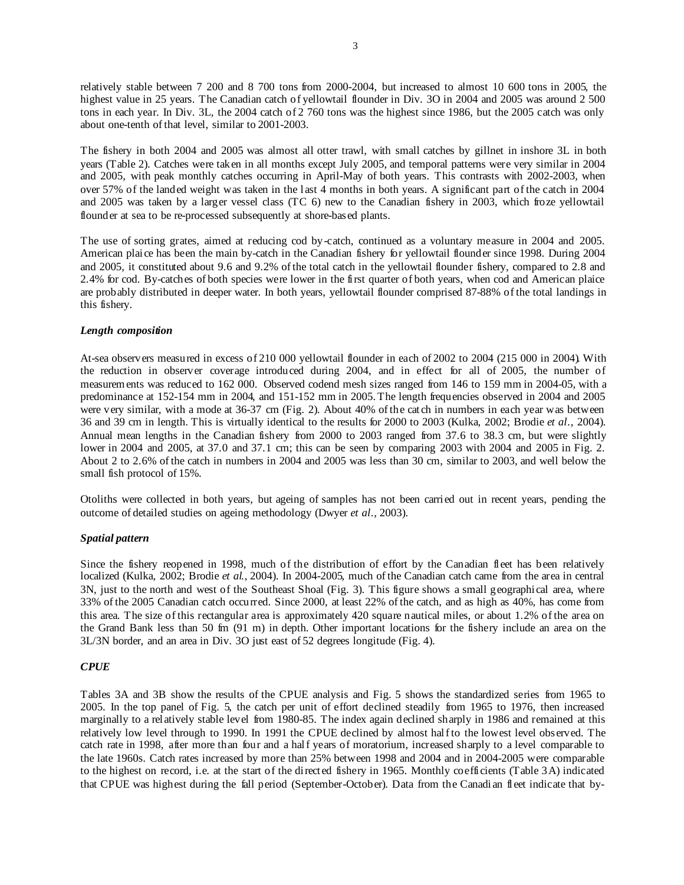relatively stable between 7 200 and 8 700 tons from 2000-2004, but increased to almost 10 600 tons in 2005, the highest value in 25 years. The Canadian catch of yellowtail flounder in Div. 3O in 2004 and 2005 was around 2 500 tons in each year. In Div. 3L, the 2004 catch of 2 760 tons was the highest since 1986, but the 2005 catch was only about one-tenth of that level, similar to 2001-2003.

The fishery in both 2004 and 2005 was almost all otter trawl, with small catches by gillnet in inshore 3L in both years (Table 2). Catches were taken in all months except July 2005, and temporal patterns were very similar in 2004 and 2005, with peak monthly catches occurring in April-May of both years. This contrasts with 2002-2003, when over 57% of the landed weight was taken in the last 4 months in both years. A significant part of the catch in 2004 and 2005 was taken by a larger vessel class (TC 6) new to the Canadian fishery in 2003, which froze yellowtail flounder at sea to be re-processed subsequently at shore-based plants.

The use of sorting grates, aimed at reducing cod by-catch, continued as a voluntary measure in 2004 and 2005. American plaice has been the main by-catch in the Canadian fishery for yellowtail flounder since 1998. During 2004 and 2005, it constituted about 9.6 and 9.2% of the total catch in the yellowtail flounder fishery, compared to 2.8 and 2.4% for cod. By-catches of both species were lower in the first quarter of both years, when cod and American plaice are probably distributed in deeper water. In both years, yellowtail flounder comprised 87-88% of the total landings in this fishery.

### *Length composition*

At-sea observers measured in excess of 210 000 yellowtail flounder in each of 2002 to 2004 (215 000 in 2004). With the reduction in observer coverage introduced during 2004, and in effect for all of 2005, the number of measurements was reduced to 162 000. Observed codend mesh sizes ranged from 146 to 159 mm in 2004-05, with a predominance at 152-154 mm in 2004, and 151-152 mm in 2005. The length frequencies observed in 2004 and 2005 were very similar, with a mode at 36-37 cm (Fig. 2). About 40% of the catch in numbers in each year was between 36 and 39 cm in length. This is virtually identical to the results for 2000 to 2003 (Kulka, 2002; Brodie *et al.*, 2004). Annual mean lengths in the Canadian fishery from 2000 to 2003 ranged from 37.6 to 38.3 cm, but were slightly lower in 2004 and 2005, at 37.0 and 37.1 cm; this can be seen by comparing 2003 with 2004 and 2005 in Fig. 2. About 2 to 2.6% of the catch in numbers in 2004 and 2005 was less than 30 cm, similar to 2003, and well below the small fish protocol of 15%.

Otoliths were collected in both years, but ageing of samples has not been carried out in recent years, pending the outcome of detailed studies on ageing methodology (Dwyer *et al.*, 2003).

### *Spatial pattern*

Since the fishery reopened in 1998, much of the distribution of effort by the Canadian fleet has been relatively localized (Kulka, 2002; Brodie *et al.*, 2004). In 2004-2005, much of the Canadian catch came from the area in central 3N, just to the north and west of the Southeast Shoal (Fig. 3). This figure shows a small geographical area, where 33% of the 2005 Canadian catch occurred. Since 2000, at least 22% of the catch, and as high as 40%, has come from this area. The size of this rectangular area is approximately 420 square nautical miles, or about 1.2% of the area on the Grand Bank less than 50 fm (91 m) in depth. Other important locations for the fishery include an area on the 3L/3N border, and an area in Div. 3O just east of 52 degrees longitude (Fig. 4).

### *CPUE*

Tables 3A and 3B show the results of the CPUE analysis and Fig. 5 shows the standardized series from 1965 to 2005. In the top panel of Fig. 5, the catch per unit of effort declined steadily from 1965 to 1976, then increased marginally to a relatively stable level from 1980-85. The index again declined sharply in 1986 and remained at this relatively low level through to 1990. In 1991 the CPUE declined by almost half to the lowest level observed. The catch rate in 1998, after more than four and a half years of moratorium, increased sharply to a level comparable to the late 1960s. Catch rates increased by more than 25% between 1998 and 2004 and in 2004-2005 were comparable to the highest on record, i.e. at the start of the directed fishery in 1965. Monthly coefficients (Table 3A) indicated that CPUE was highest during the fall period (September-October). Data from the Canadian fleet indicate that by-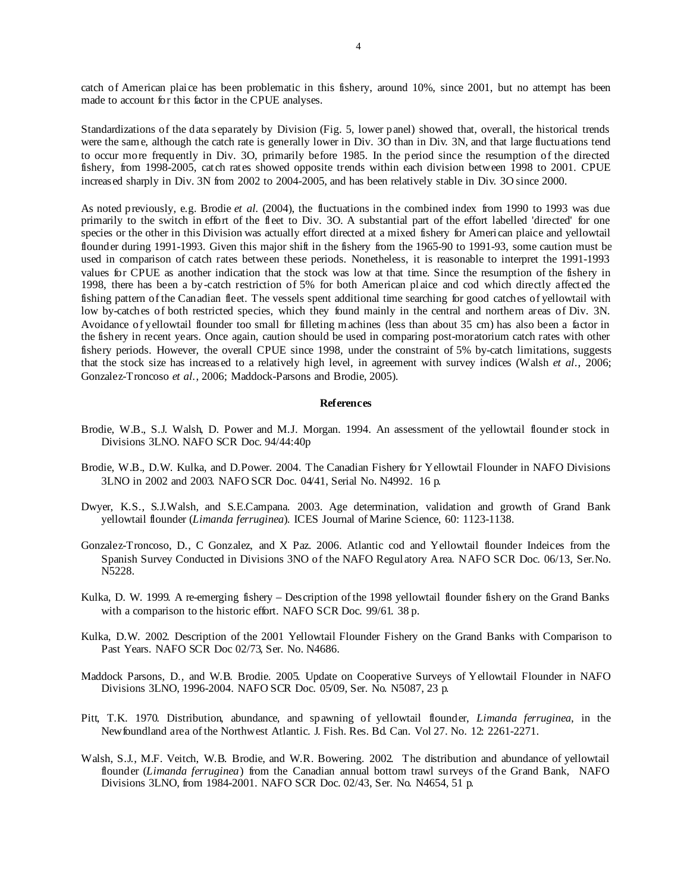catch of American plaice has been problematic in this fishery, around 10%, since 2001, but no attempt has been made to account for this factor in the CPUE analyses.

Standardizations of the data separately by Division (Fig. 5, lower panel) showed that, overall, the historical trends were the same, although the catch rate is generally lower in Div. 3O than in Div. 3N, and that large fluctuations tend to occur more frequently in Div. 3O, primarily before 1985. In the period since the resumption of the directed fishery, from 1998-2005, catch rates showed opposite trends within each division between 1998 to 2001. CPUE increased sharply in Div. 3N from 2002 to 2004-2005, and has been relatively stable in Div. 3O since 2000.

As noted previously, e.g. Brodie *et al.* (2004), the fluctuations in the combined index from 1990 to 1993 was due primarily to the switch in effort of the fleet to Div. 3O. A substantial part of the effort labelled 'directed' for one species or the other in this Division was actually effort directed at a mixed fishery for American plaice and yellowtail flounder during 1991-1993. Given this major shift in the fishery from the 1965-90 to 1991-93, some caution must be used in comparison of catch rates between these periods. Nonetheless, it is reasonable to interpret the 1991-1993 values for CPUE as another indication that the stock was low at that time. Since the resumption of the fishery in 1998, there has been a by-catch restriction of 5% for both American plaice and cod which directly affected the fishing pattern of the Canadian fleet. The vessels spent additional time searching for good catches of yellowtail with low by-catches of both restricted species, which they found mainly in the central and northern areas of Div. 3N. Avoidance of yellowtail flounder too small for filleting machines (less than about 35 cm) has also been a factor in the fishery in recent years. Once again, caution should be used in comparing post-moratorium catch rates with other fishery periods. However, the overall CPUE since 1998, under the constraint of 5% by-catch limitations, suggests that the stock size has increased to a relatively high level, in agreement with survey indices (Walsh *et al.*, 2006; Gonzalez-Troncoso *et al.*, 2006; Maddock-Parsons and Brodie, 2005).

## References

Brodie, W.B., S.J. Walsh, D. Power and M.J. Morgan. 1994. An assessment of the yellowtail flounder stock in Divisions 3LNO. NAFO SCR Doc. 94/44:40p

Brodie, W.B., D.W. Kulka, and D.Power. 2004. The Canadian Fishery for Yellowtail Flounder in NAFO Divisions 3LNO in 2002 and 2003. NAFO SCR Doc. 04/41, Serial No. N4992. 16 p.

Dwyer, K.S., S.J.Walsh, and S.E.Campana. 2003. Age determination, validation and growth of Grand Bank yellowtail flounder (*Limanda ferruginea*). ICES Journal of Marine Science, 60: 1123-1138.

Gonzalez-Troncoso, D., C Gonzalez, and X Paz. 2006. Atlantic cod and Yellowtail flounder Indeices from the Spanish Survey Conducted in Divisions 3NO of the NAFO Regulatory Area. NAFO SCR Doc. 06/13, Ser.No. N5228.

Kulka, D. W. 1999. A re-emerging fishery – Description of the 1998 yellowtail flounder fishery on the Grand Banks with a comparison to the historic effort. NAFO SCR Doc. 99/61. 38 p.

Kulka, D.W. 2002. Description of the 2001 Yellowtail Flounder Fishery on the Grand Banks with Comparison to Past Years. NAFO SCR Doc 02/73, Ser. No. N4686.

Maddock Parsons, D., and W.B. Brodie. 2005. Update on Cooperative Surveys of Yellowtail Flounder in NAFO Divisions 3LNO, 1996-2004. NAFO SCR Doc. 05/09, Ser. No. N5087, 23 p.

Pitt, T.K. 1970. Distribution, abundance, and spawning of yellowtail flounder, *Limanda ferruginea*, in the Newfoundland area of the Northwest Atlantic. J. Fish. Res. Bd. Can. Vol 27. No. 12: 2261-2271.

Walsh, S.J., M.F. Veitch, W.B. Brodie, and W.R. Bowering. 2002. The distribution and abundance of yellowtail flounder (*Limanda ferruginea*) from the Canadian annual bottom trawl surveys of the Grand Bank, NAFO Divisions 3LNO, from 1984-2001. NAFO SCR Doc. 02/43, Ser. No. N4654, 51 p.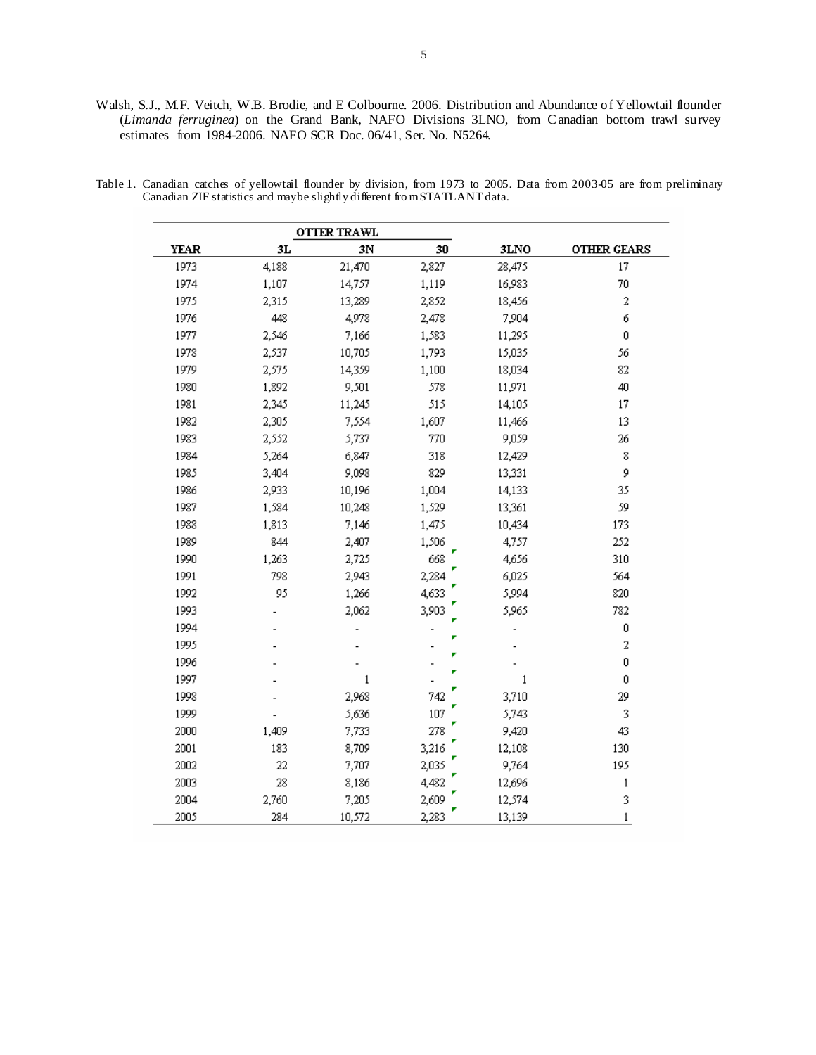Walsh, S.J., M.F. Veitch, W.B. Brodie, and E Colbourne. 2006. Distribution and Abundance of Yellowtail flounder (*Limanda ferruginea*) on the Grand Bank, NAFO Divisions 3LNO, from Canadian bottom trawl survey estimates from 1984-2006. NAFO SCR Doc. 06/41, Ser. No. N5264.

Table 1. Canadian catches of yellowtail flounder by division, from 1973 to 2005. Data from 2003-05 are from preliminary Canadian ZIF statistics and maybe slightly different from STATLANT data.

| | OTTER TRAWL | | | | |
|---|---|---|---|---|---|
| YEAR | 3L | 3N | 3O | 3LNO | OTHER GEARS |
| 1973 | 4,188 | 21,470 | 2,827 | 28,475 | 17 |
| 1974 | 1,107 | 14,757 | 1,119 | 16,983 | 70 |
| 1975 | 2,315 | 13,289 | 2,852 | 18,456 | 2 |
| 1976 | 448 | 4,978 | 2,478 | 7,904 | 6 |
| 1977 | 2,546 | 7,166 | 1,583 | 11,295 | 0 |
| 1978 | 2,537 | 10,705 | 1,793 | 15,035 | 56 |
| 1979 | 2,575 | 14,359 | 1,100 | 18,034 | 82 |
| 1980 | 1,892 | 9,501 | 578 | 11,971 | 40 |
| 1981 | 2,345 | 11,245 | 515 | 14,105 | 17 |
| 1982 | 2,305 | 7,554 | 1,607 | 11,466 | 13 |
| 1983 | 2,552 | 5,737 | 770 | 9,059 | 26 |
| 1984 | 5,264 | 6,847 | 318 | 12,429 | 8 |
| 1985 | 3,404 | 9,098 | 829 | 13,331 | 9 |
| 1986 | 2,933 | 10,196 | 1,004 | 14,133 | 35 |
| 1987 | 1,584 | 10,248 | 1,529 | 13,361 | 59 |
| 1988 | 1,813 | 7,146 | 1,475 | 10,434 | 173 |
| 1989 | 844 | 2,407 | 1,506 | 4,757 | 252 |
| 1990 | 1,263 | 2,725 | 668 | 4,656 | 310 |
| 1991 | 798 | 2,943 | 2,284 | 6,025 | 564 |
| 1992 | 95 | 1,266 | 4,633 | 5,994 | 820 |
| 1993 | - | 2,062 | 3,903 | 5,965 | 782 |
| 1994 | - | - | - | - | 0 |
| 1995 | - | - | - | - | 2 |
| 1996 | - | - | - | - | 0 |
| 1997 | - | 1 | - | 1 | 0 |
| 1998 | - | 2,968 | 742 | 3,710 | 29 |
| 1999 | - | 5,636 | 107 | 5,743 | 3 |
| 2000 | 1,409 | 7,733 | 278 | 9,420 | 43 |
| 2001 | 183 | 8,709 | 3,216 | 12,108 | 130 |
| 2002 | 22 | 7,707 | 2,035 | 9,764 | 195 |
| 2003 | 28 | 8,186 | 4,482 | 12,696 | 1 |
| 2004 | 2,760 | 7,205 | 2,609 | 12,574 | 3 |
| 2005 | 284 | 10,572 | 2,283 | 13,139 | 1 |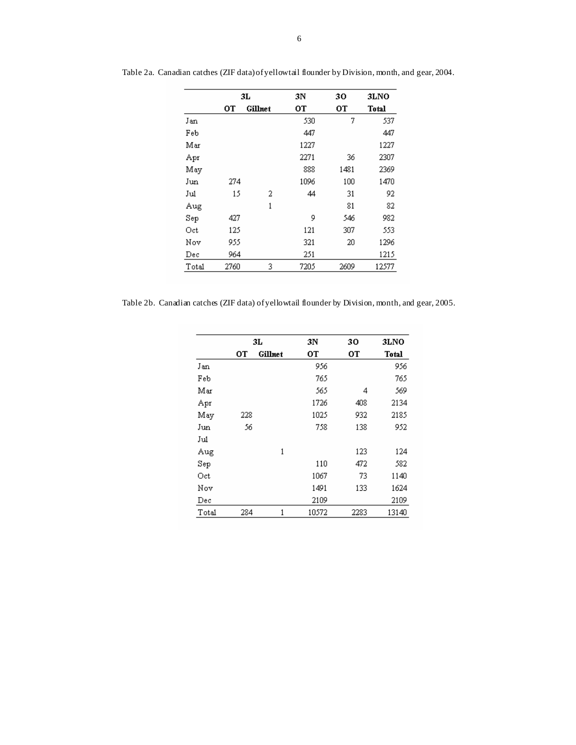Table 2a. Canadian catches (ZIF data) of yellowtail flounder by Division, month, and gear, 2004.

| | 3L | | 3N | 3O | 3LNO |
|---|---|---|---|---|---|
| | OT | Gillnet | OT | OT | Total |
| Jan | | | 530 | 7 | 537 |
| Feb | | | 447 | | 447 |
| Mar | | | 1227 | | 1227 |
| Apr | | | 2271 | 36 | 2307 |
| May | | | 888 | 1481 | 2369 |
| Jun | 274 | | 1096 | 100 | 1470 |
| Jul | 15 | 2 | 44 | 31 | 92 |
| Aug | | 1 | | 81 | 82 |
| Sep | 427 | | 9 | 546 | 982 |
| Oct | 125 | | 121 | 307 | 553 |
| Nov | 955 | | 321 | 20 | 1296 |
| Dec | 964 | | 251 | | 1215 |
| Total | 2760 | 3 | 7205 | 2609 | 12577 |

Table 2b. Canadian catches (ZIF data) of yellowtail flounder by Division, month, and gear, 2005.

| | 3L | | 3N | 3O | 3LNO |
|---|---|---|---|---|---|
| | OT | Gillnet | OT | OT | Total |
| Jan | | | 956 | | 956 |
| Feb | | | 765 | | 765 |
| Mar | | | 565 | 4 | 569 |
| Apr | | | 1726 | 408 | 2134 |
| May | 228 | | 1025 | 932 | 2185 |
| Jun | 56 | | 758 | 138 | 952 |
| Jul | | | | | |
| Aug | | 1 | | 123 | 124 |
| Sep | | | 110 | 472 | 582 |
| Oct | | | 1067 | 73 | 1140 |
| Nov | | | 1491 | 133 | 1624 |
| Dec | | | 2109 | | 2109 |
| Total | 284 | 1 | 10572 | 2283 | 13140 |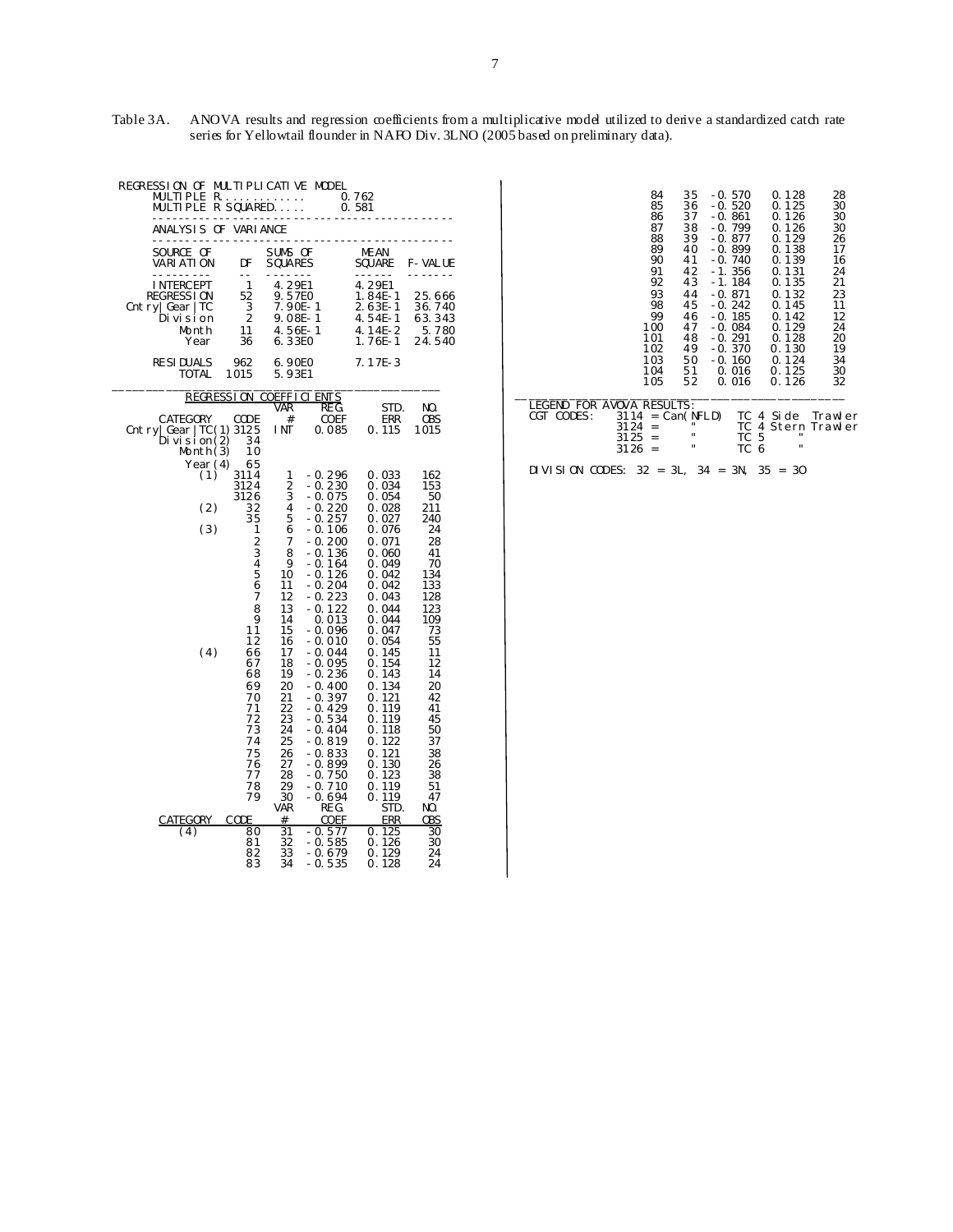Table 3A. ANOVA results and regression coefficients from a multiplicative model utilized to derive a standardized catch rate series for Yellowtail flounder in NAFO Div. 3LNO (2005 based on preliminary data).

REGRESSION OF MULTIPLICATIVE MODEL

MULTIPLE R............. 0.762

MULTIPLE R SQUARED..... 0.581

ANALYSIS OF VARIANCE

| SOURCE OF VARIATION | DF | SUMS OF SQUARES | MEAN SQUARE | F-VALUE |
|---|---|---|---|---|
| INTERCEPT | 1 | 4.29E1 | 4.29E1 | |
| REGRESSION | 52 | 9.57E0 | 1.84E-1 | 25.666 |
| Cntry\|Gear\|TC | 3 | 7.90E-1 | 2.63E-1 | 36.740 |
| Division | 2 | 9.08E-1 | 4.54E-1 | 63.343 |
| Month | 11 | 4.56E-1 | 4.14E-2 | 5.780 |
| Year | 36 | 6.33E0 | 1.76E-1 | 24.540 |
| RESIDUALS | 962 | 6.90E0 | 7.17E-3 | |
| TOTAL | 1015 | 5.93E1 | | |

REGRESSION COEFFICIENTS

| CATEGORY | CODE | VAR # | REG. COEF | STD. ERR | NO. OBS |
|---|---|---|---|---|---|
| Cntry\|Gear\|TC(1) | 3125 | INT | 0.085 | 0.115 | 1015 |
| Division(2) | 34 | | | | |
| Month(3) | 10 | | | | |
| Year(4) | 65 | | | | |
| (1) | 3114 | 1 | -0.296 | 0.033 | 162 |
| | 3124 | 2 | -0.230 | 0.034 | 153 |
| | 3126 | 3 | -0.075 | 0.054 | 50 |
| (2) | 32 | 4 | -0.220 | 0.028 | 211 |
| | 35 | 5 | -0.257 | 0.027 | 240 |
| (3) | 1 | 6 | -0.106 | 0.076 | 24 |
| | 2 | 7 | -0.200 | 0.071 | 28 |
| | 3 | 8 | -0.136 | 0.060 | 41 |
| | 4 | 9 | -0.164 | 0.049 | 70 |
| | 5 | 10 | -0.126 | 0.042 | 134 |
| | 6 | 11 | -0.204 | 0.042 | 133 |
| | 7 | 12 | -0.223 | 0.043 | 128 |
| | 8 | 13 | -0.122 | 0.044 | 123 |
| | 9 | 14 | 0.013 | 0.044 | 109 |
| | 11 | 15 | -0.096 | 0.047 | 73 |
| | 12 | 16 | -0.010 | 0.054 | 55 |
| (4) | 66 | 17 | -0.044 | 0.145 | 11 |
| | 67 | 18 | -0.095 | 0.154 | 12 |
| | 68 | 19 | -0.236 | 0.143 | 14 |
| | 69 | 20 | -0.400 | 0.134 | 20 |
| | 70 | 21 | -0.397 | 0.121 | 42 |
| | 71 | 22 | -0.429 | 0.119 | 41 |
| | 72 | 23 | -0.534 | 0.119 | 45 |
| | 73 | 24 | -0.404 | 0.118 | 50 |
| | 74 | 25 | -0.819 | 0.122 | 37 |
| | 75 | 26 | -0.833 | 0.121 | 38 |
| | 76 | 27 | -0.899 | 0.130 | 26 |
| | 77 | 28 | -0.750 | 0.123 | 38 |
| | 78 | 29 | -0.710 | 0.119 | 51 |
| | 79 | 30 | -0.694 | 0.119 | 47 |
| (4) | 80 | 31 | -0.577 | 0.125 | 30 |
| | 81 | 32 | -0.585 | 0.126 | 30 |
| | 82 | 33 | -0.679 | 0.129 | 24 |
| | 83 | 34 | -0.535 | 0.128 | 24 |
| | 84 | 35 | -0.570 | 0.128 | 28 |
| | 85 | 36 | -0.520 | 0.125 | 30 |
| | 86 | 37 | -0.861 | 0.126 | 30 |
| | 87 | 38 | -0.799 | 0.126 | 30 |
| | 88 | 39 | -0.877 | 0.129 | 26 |
| | 89 | 40 | -0.899 | 0.138 | 17 |
| | 90 | 41 | -0.740 | 0.139 | 16 |
| | 91 | 42 | -1.356 | 0.131 | 24 |
| | 92 | 43 | -1.184 | 0.135 | 21 |
| | 93 | 44 | -0.871 | 0.132 | 23 |
| | 98 | 45 | -0.242 | 0.145 | 11 |
| | 99 | 46 | -0.185 | 0.142 | 12 |
| | 100 | 47 | -0.084 | 0.129 | 24 |
| | 101 | 48 | -0.291 | 0.128 | 20 |
| | 102 | 49 | -0.370 | 0.130 | 19 |
| | 103 | 50 | -0.160 | 0.124 | 34 |
| | 104 | 51 | 0.016 | 0.125 | 30 |
| | 105 | 52 | 0.016 | 0.126 | 32 |

LEGEND FOR AVOVA RESULTS:

CGT CODES:
- 3114 = Can(NFLD) TC 4 Side Trawler
- 3124 = " TC 4 Stern Trawler
- 3125 = " TC 5 "
- 3126 = " TC 6 "

DIVISION CODES: 32 = 3L, 34 = 3N, 35 = 3O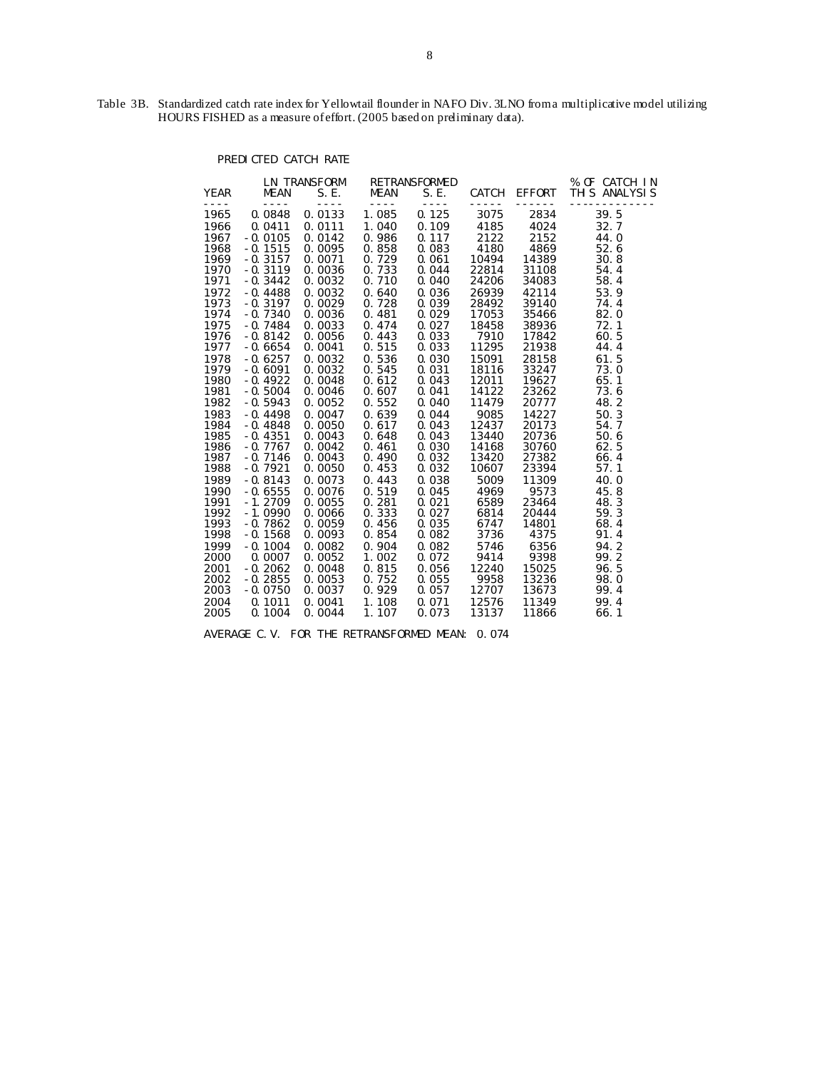Table 3B. Standardized catch rate index for Yellowtail flounder in NAFO Div. 3LNO from a multiplicative model utilizing HOURS FISHED as a measure of effort. (2005 based on preliminary data).

PREDICTED CATCH RATE

| | LN TRANSFORM | | RETRANSFORMED | | | | |
|---|---|---|---|---|---|---|---|
| YEAR | MEAN | S.E. | MEAN | S.E. | CATCH | EFFORT | % OF CATCH IN THIS ANALYSIS |
| 1965 | 0.0848 | 0.0133 | 1.085 | 0.125 | 3075 | 2834 | 39.5 |
| 1966 | 0.0411 | 0.0111 | 1.040 | 0.109 | 4185 | 4024 | 32.7 |
| 1967 | -0.0105 | 0.0142 | 0.986 | 0.117 | 2122 | 2152 | 44.0 |
| 1968 | -0.1515 | 0.0095 | 0.858 | 0.083 | 4180 | 4869 | 52.6 |
| 1969 | -0.3157 | 0.0071 | 0.729 | 0.061 | 10494 | 14389 | 30.8 |
| 1970 | -0.3119 | 0.0036 | 0.733 | 0.044 | 22814 | 31108 | 54.4 |
| 1971 | -0.3442 | 0.0032 | 0.710 | 0.040 | 24206 | 34083 | 58.4 |
| 1972 | -0.4488 | 0.0032 | 0.640 | 0.036 | 26939 | 42114 | 53.9 |
| 1973 | -0.3197 | 0.0029 | 0.728 | 0.039 | 28492 | 39140 | 74.4 |
| 1974 | -0.7340 | 0.0036 | 0.481 | 0.029 | 17053 | 35466 | 82.0 |
| 1975 | -0.7484 | 0.0033 | 0.474 | 0.027 | 18458 | 38936 | 72.1 |
| 1976 | -0.8142 | 0.0056 | 0.443 | 0.033 | 7910 | 17842 | 60.5 |
| 1977 | -0.6654 | 0.0041 | 0.515 | 0.033 | 11295 | 21938 | 44.4 |
| 1978 | -0.6257 | 0.0032 | 0.536 | 0.030 | 15091 | 28158 | 61.5 |
| 1979 | -0.6091 | 0.0032 | 0.545 | 0.031 | 18116 | 33247 | 73.0 |
| 1980 | -0.4922 | 0.0048 | 0.612 | 0.043 | 12011 | 19627 | 65.1 |
| 1981 | -0.5004 | 0.0046 | 0.607 | 0.041 | 14122 | 23262 | 73.6 |
| 1982 | -0.5943 | 0.0052 | 0.552 | 0.040 | 11479 | 20777 | 48.2 |
| 1983 | -0.4498 | 0.0047 | 0.639 | 0.044 | 9085 | 14227 | 50.3 |
| 1984 | -0.4848 | 0.0050 | 0.617 | 0.043 | 12437 | 20173 | 54.7 |
| 1985 | -0.4351 | 0.0043 | 0.648 | 0.043 | 13440 | 20736 | 50.6 |
| 1986 | -0.7767 | 0.0042 | 0.461 | 0.030 | 14168 | 30760 | 62.5 |
| 1987 | -0.7146 | 0.0043 | 0.490 | 0.032 | 13420 | 27382 | 66.4 |
| 1988 | -0.7921 | 0.0050 | 0.453 | 0.032 | 10607 | 23394 | 57.1 |
| 1989 | -0.8143 | 0.0073 | 0.443 | 0.038 | 5009 | 11309 | 40.0 |
| 1990 | -0.6555 | 0.0076 | 0.519 | 0.045 | 4969 | 9573 | 45.8 |
| 1991 | -1.2709 | 0.0055 | 0.281 | 0.021 | 6589 | 23464 | 48.3 |
| 1992 | -1.0990 | 0.0066 | 0.333 | 0.027 | 6814 | 20444 | 59.3 |
| 1993 | -0.7862 | 0.0059 | 0.456 | 0.035 | 6747 | 14801 | 68.4 |
| 1998 | -0.1568 | 0.0093 | 0.854 | 0.082 | 3736 | 4375 | 91.4 |
| 1999 | -0.1004 | 0.0082 | 0.904 | 0.082 | 5746 | 6356 | 94.2 |
| 2000 | 0.0007 | 0.0052 | 1.002 | 0.072 | 9414 | 9398 | 99.2 |
| 2001 | -0.2062 | 0.0048 | 0.815 | 0.056 | 12240 | 15025 | 96.5 |
| 2002 | -0.2855 | 0.0053 | 0.752 | 0.055 | 9958 | 13236 | 98.0 |
| 2003 | -0.0750 | 0.0037 | 0.929 | 0.057 | 12707 | 13673 | 99.4 |
| 2004 | 0.1011 | 0.0041 | 1.108 | 0.071 | 12576 | 11349 | 99.4 |
| 2005 | 0.1004 | 0.0044 | 1.107 | 0.073 | 13137 | 11866 | 66.1 |

AVERAGE C.V. FOR THE RETRANSFORMED MEAN: 0.074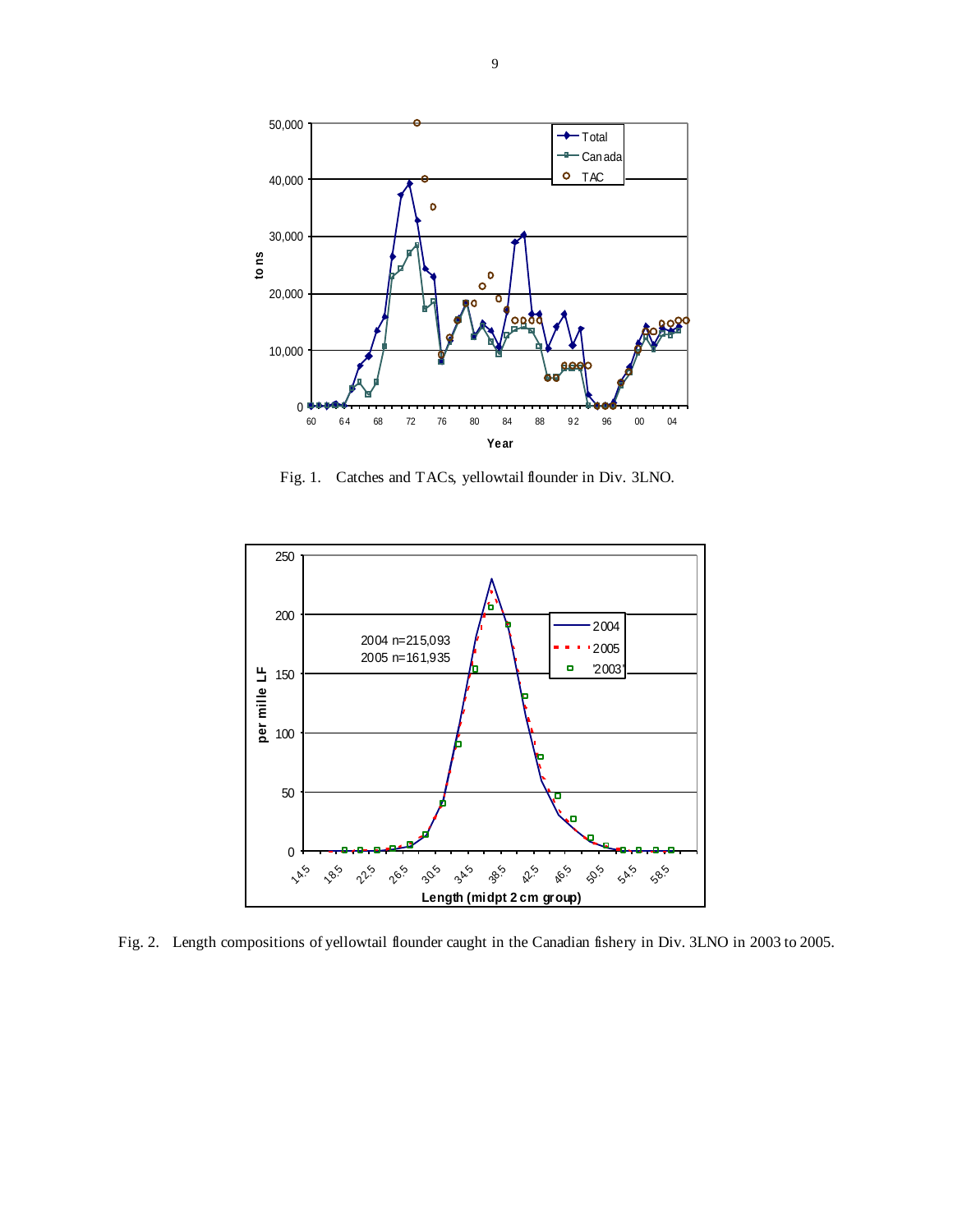50,000
40,000
30,000
20,000
10,000
0

tons

60 64 68 72 76 80 84 88 92 96 00 04

Year

Total
Canada
TAC

Fig. 1. Catches and TACs, yellowtail flounder in Div. 3LNO.

250
200
150
100
50
0

per mille LF

2004 n=215,093
2005 n=161,935

2004
2005
'2003'

14.5 18.5 22.5 26.5 30.5 34.5 38.5 42.5 46.5 50.5 54.5 58.5

Length (midpt 2 cm group)

Fig. 2. Length compositions of yellowtail flounder caught in the Canadian fishery in Div. 3LNO in 2003 to 2005.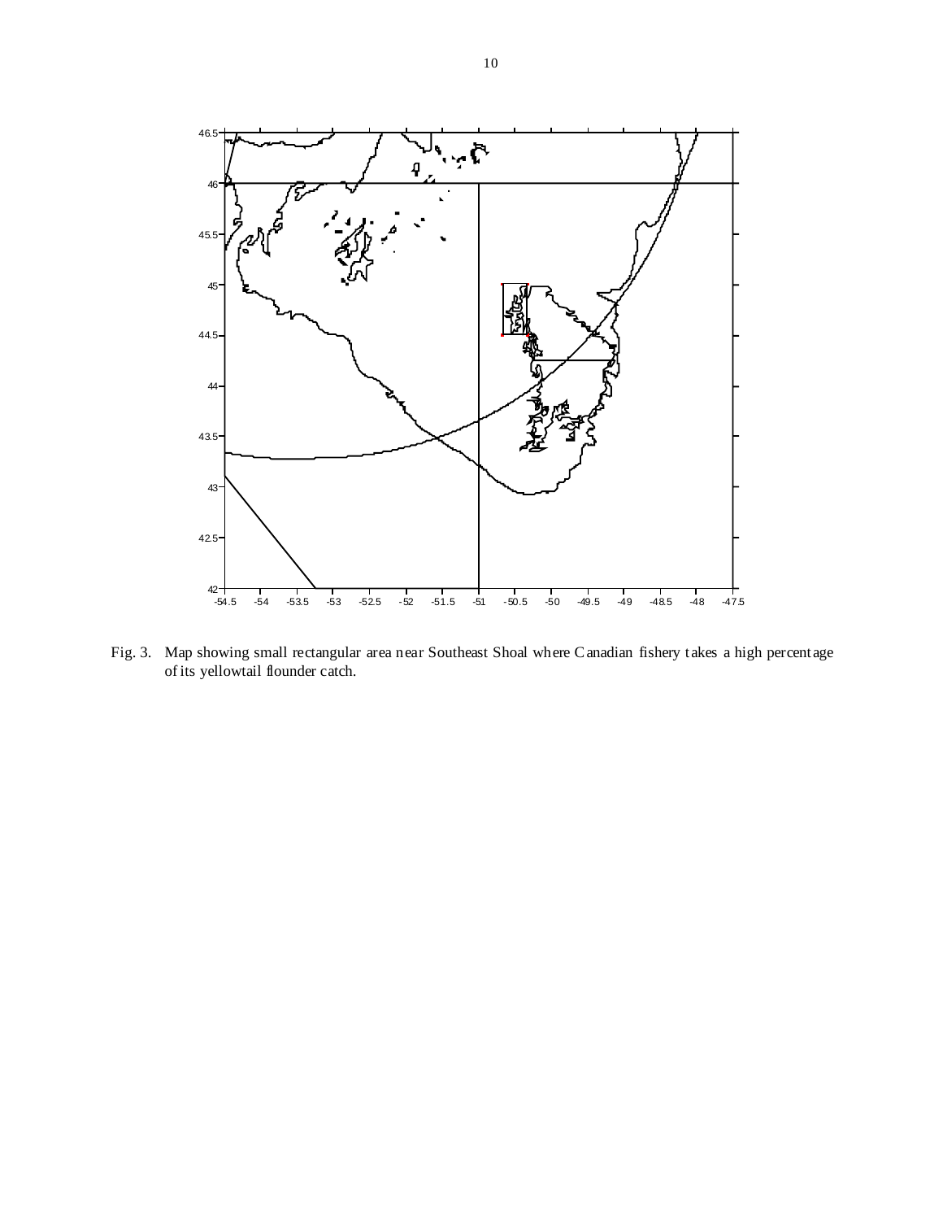46.5

46

45.5

45

44.5

44

43.5

43

42.5

42

-54.5 -54 -53.5 -53 -52.5 -52 -51.5 -51 -50.5 -50 -49.5 -49 -48.5 -48 -47.5

Fig. 3. Map showing small rectangular area near Southeast Shoal where Canadian fishery takes a high percentage of its yellowtail flounder catch.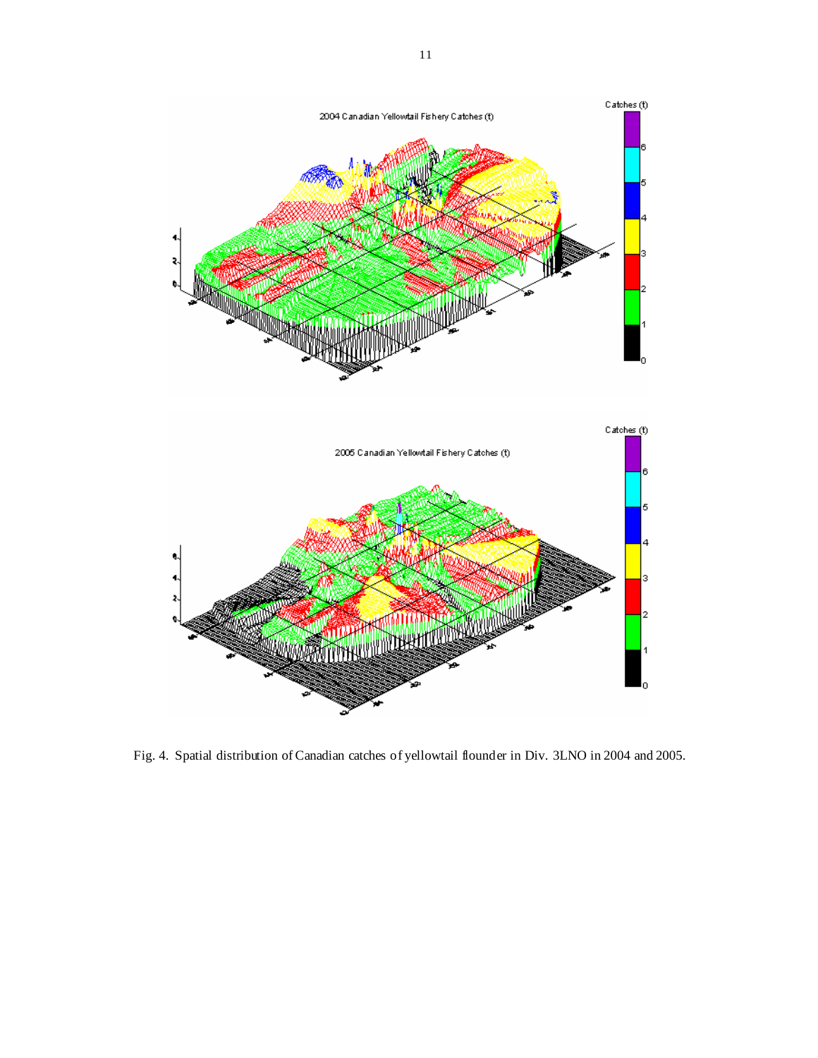Fig. 4. Spatial distribution of Canadian catches of yellowtail flounder in Div. 3LNO in 2004 and 2005.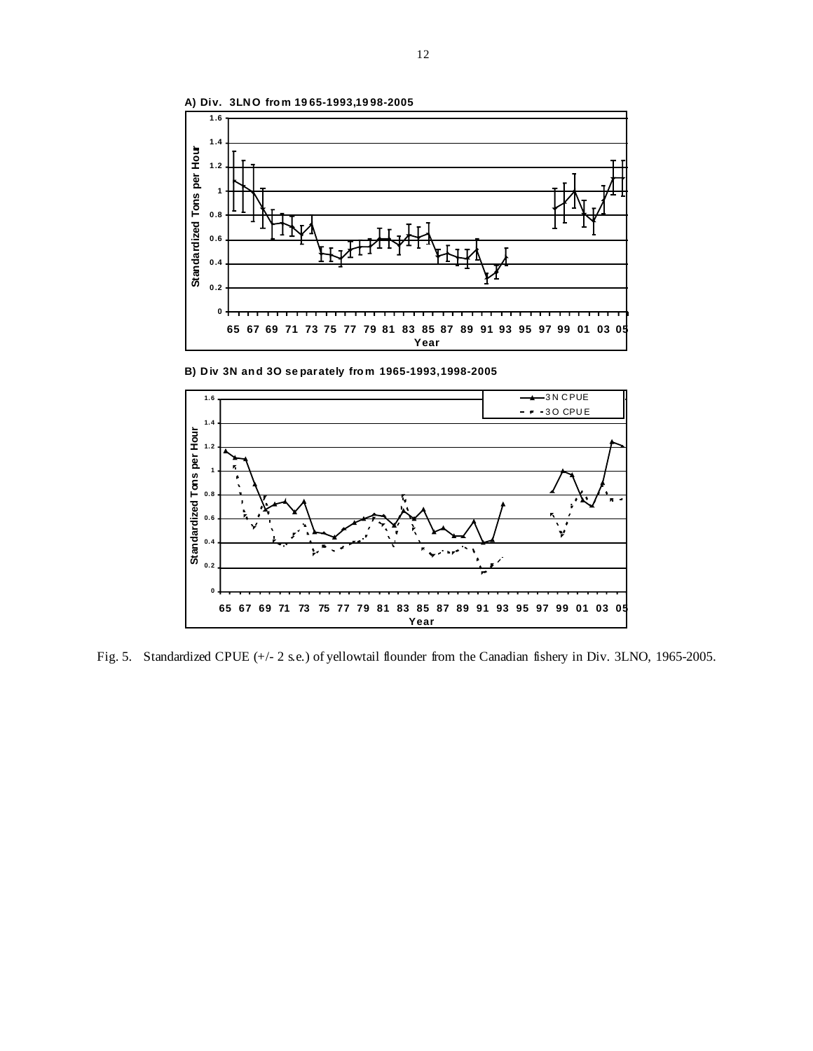A) Div. 3LNO from 1965-1993,1998-2005

Standardized Tons per Hour

1.6
1.4
1.2
1
0.8
0.6
0.4
0.2
0

65 67 69 71 73 75 77 79 81 83 85 87 89 91 93 95 97 99 01 03 05

Year

B) Div 3N and 3O separately from 1965-1993,1998-2005

3N CPUE
3O CPUE

Standardized Tons per Hour

1.6
1.4
1.2
1
0.8
0.6
0.4
0.2
0

65 67 69 71 73 75 77 79 81 83 85 87 89 91 93 95 97 99 01 03 05

Year

Fig. 5. Standardized CPUE (+/- 2 s.e.) of yellowtail flounder from the Canadian fishery in Div. 3LNO, 1965-2005.